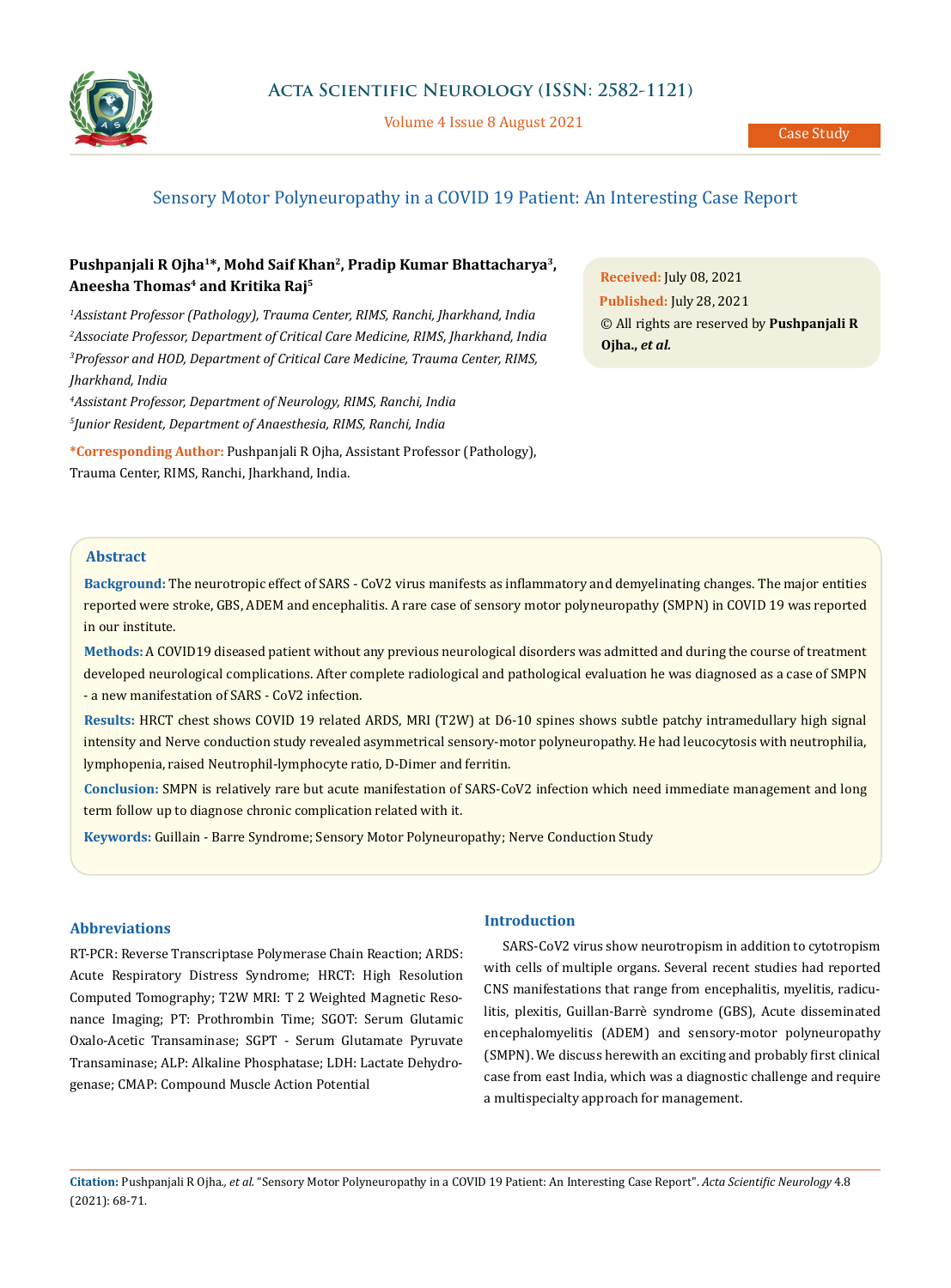Case Study

# Sensory Motor Polyneuropathy in a COVID 19 Patient: An Interesting Case Report

**Pushpanjali R Ojha[1]*, Mohd Saif Khan[2], Pradip Kumar Bhattacharya[3], Aneesha Thomas[4] and Kritika Raj[5]**

[1]*Assistant Professor (Pathology), Trauma Center, RIMS, Ranchi, Jharkhand, India*

[2]*Associate Professor, Department of Critical Care Medicine, RIMS, Jharkhand, India*

[3]*Professor and HOD, Department of Critical Care Medicine, Trauma Center, RIMS, Jharkhand, India*

[4]*Assistant Professor, Department of Neurology, RIMS, Ranchi, India*

[5]*Junior Resident, Department of Anaesthesia, RIMS, Ranchi, India*

**\*Corresponding Author:** Pushpanjali R Ojha, Assistant Professor (Pathology), Trauma Center, RIMS, Ranchi, Jharkhand, India.

**Received:** July 08, 2021

**Published:** July 28, 2021

© All rights are reserved by **Pushpanjali R Ojha., *et al.***

## Abstract

**Background:** The neurotropic effect of SARS - CoV2 virus manifests as inflammatory and demyelinating changes. The major entities reported were stroke, GBS, ADEM and encephalitis. A rare case of sensory motor polyneuropathy (SMPN) in COVID 19 was reported in our institute.

**Methods:** A COVID19 diseased patient without any previous neurological disorders was admitted and during the course of treatment developed neurological complications. After complete radiological and pathological evaluation he was diagnosed as a case of SMPN - a new manifestation of SARS - CoV2 infection.

**Results:** HRCT chest shows COVID 19 related ARDS, MRI (T2W) at D6-10 spines shows subtle patchy intramedullary high signal intensity and Nerve conduction study revealed asymmetrical sensory-motor polyneuropathy. He had leucocytosis with neutrophilia, lymphopenia, raised Neutrophil-lymphocyte ratio, D-Dimer and ferritin.

**Conclusion:** SMPN is relatively rare but acute manifestation of SARS-CoV2 infection which need immediate management and long term follow up to diagnose chronic complication related with it.

**Keywords:** Guillain - Barre Syndrome; Sensory Motor Polyneuropathy; Nerve Conduction Study

## Abbreviations

RT-PCR: Reverse Transcriptase Polymerase Chain Reaction; ARDS: Acute Respiratory Distress Syndrome; HRCT: High Resolution Computed Tomography; T2W MRI: T 2 Weighted Magnetic Resonance Imaging; PT: Prothrombin Time; SGOT: Serum Glutamic Oxalo-Acetic Transaminase; SGPT - Serum Glutamate Pyruvate Transaminase; ALP: Alkaline Phosphatase; LDH: Lactate Dehydrogenase; CMAP: Compound Muscle Action Potential

## Introduction

SARS-CoV2 virus show neurotropism in addition to cytotropism with cells of multiple organs. Several recent studies had reported CNS manifestations that range from encephalitis, myelitis, radiculitis, plexitis, Guillain-Barrè syndrome (GBS), Acute disseminated encephalomyelitis (ADEM) and sensory-motor polyneuropathy (SMPN). We discuss herewith an exciting and probably first clinical case from east India, which was a diagnostic challenge and require a multispecialty approach for management.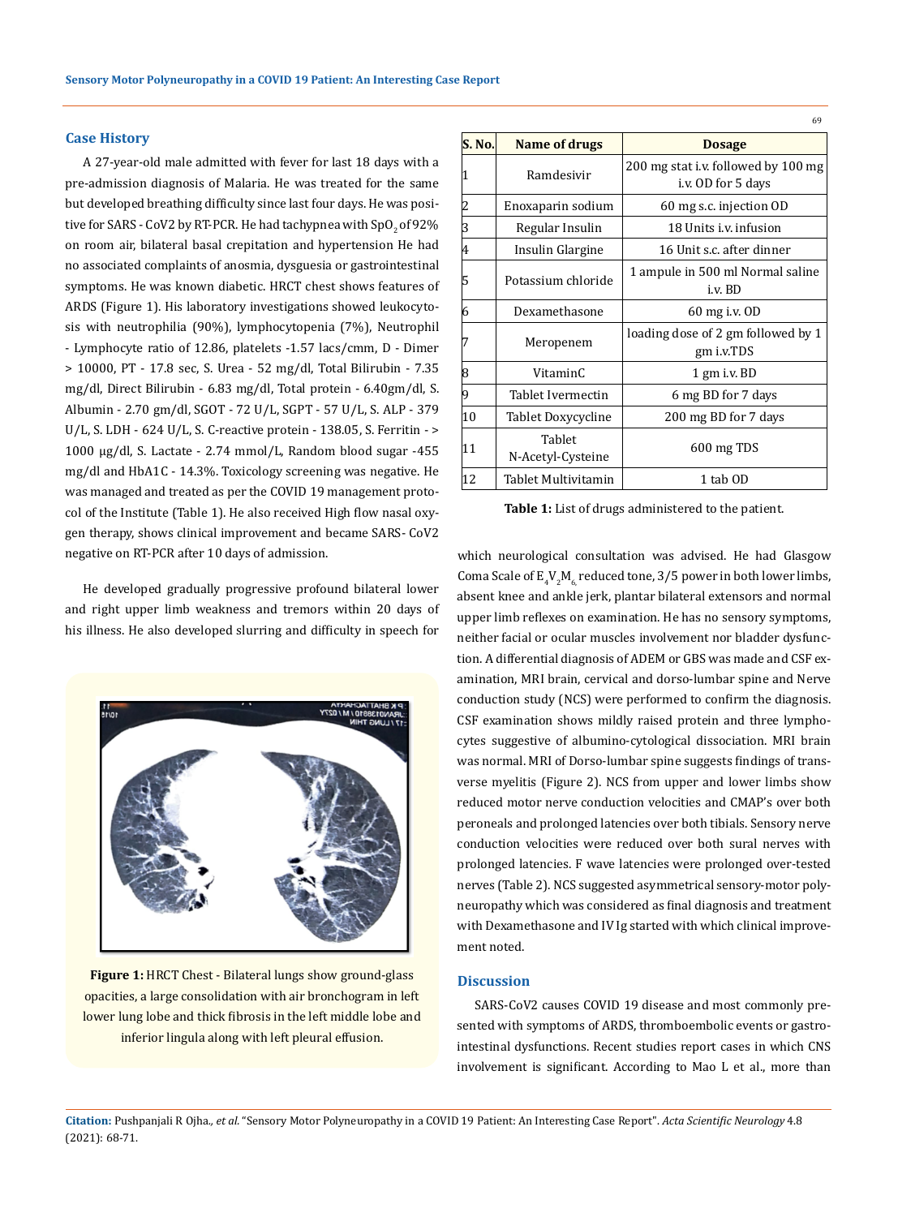## Case History

A 27-year-old male admitted with fever for last 18 days with a pre-admission diagnosis of Malaria. He was treated for the same but developed breathing difficulty since last four days. He was positive for SARS - CoV2 by RT-PCR. He had tachypnea with $SpO_2$ of 92% on room air, bilateral basal crepitation and hypertension He had no associated complaints of anosmia, dysguesia or gastrointestinal symptoms. He was known diabetic. HRCT chest shows features of ARDS (Figure 1). His laboratory investigations showed leukocytosis with neutrophilia (90%), lymphocytopenia (7%), Neutrophil - Lymphocyte ratio of 12.86, platelets -1.57 lacs/cmm, D - Dimer > 10000, PT - 17.8 sec, S. Urea - 52 mg/dl, Total Bilirubin - 7.35 mg/dl, Direct Bilirubin - 6.83 mg/dl, Total protein - 6.40gm/dl, S. Albumin - 2.70 gm/dl, SGOT - 72 U/L, SGPT - 57 U/L, S. ALP - 379 U/L, S. LDH - 624 U/L, S. C-reactive protein - 138.05, S. Ferritin - > 1000 µg/dl, S. Lactate - 2.74 mmol/L, Random blood sugar -455 mg/dl and HbA1C - 14.3%. Toxicology screening was negative. He was managed and treated as per the COVID 19 management protocol of the Institute (Table 1). He also received High flow nasal oxygen therapy, shows clinical improvement and became SARS- CoV2 negative on RT-PCR after 10 days of admission.

He developed gradually progressive profound bilateral lower and right upper limb weakness and tremors within 20 days of his illness. He also developed slurring and difficulty in speech for which neurological consultation was advised. He had Glasgow Coma Scale of $E_4V_2M_6$, reduced tone, 3/5 power in both lower limbs, absent knee and ankle jerk, plantar bilateral extensors and normal upper limb reflexes on examination. He has no sensory symptoms, neither facial or ocular muscles involvement nor bladder dysfunction. A differential diagnosis of ADEM or GBS was made and CSF examination, MRI brain, cervical and dorso-lumbar spine and Nerve conduction study (NCS) were performed to confirm the diagnosis. CSF examination shows mildly raised protein and three lymphocytes suggestive of albumino-cytological dissociation. MRI brain was normal. MRI of Dorso-lumbar spine suggests findings of transverse myelitis (Figure 2). NCS from upper and lower limbs show reduced motor nerve conduction velocities and CMAP's over both peroneals and prolonged latencies over both tibials. Sensory nerve conduction velocities were reduced over both sural nerves with prolonged latencies. F wave latencies were prolonged over-tested nerves (Table 2). NCS suggested asymmetrical sensory-motor polyneuropathy which was considered as final diagnosis and treatment with Dexamethasone and IV Ig started with which clinical improvement noted.

Figure 1: HRCT Chest - Bilateral lungs show ground-glass opacities, a large consolidation with air bronchogram in left lower lung lobe and thick fibrosis in the left middle lobe and inferior lingula along with left pleural effusion.

| S. No. | Name of drugs | Dosage |
|---|---|---|
| 1 | Ramdesivir | 200 mg stat i.v. followed by 100 mg i.v. OD for 5 days |
| 2 | Enoxaparin sodium | 60 mg s.c. injection OD |
| 3 | Regular Insulin | 18 Units i.v. infusion |
| 4 | Insulin Glargine | 16 Unit s.c. after dinner |
| 5 | Potassium chloride | 1 ampule in 500 ml Normal saline i.v. BD |
| 6 | Dexamethasone | 60 mg i.v. OD |
| 7 | Meropenem | loading dose of 2 gm followed by 1 gm i.v.TDS |
| 8 | VitaminC | 1 gm i.v. BD |
| 9 | Tablet Ivermectin | 6 mg BD for 7 days |
| 10 | Tablet Doxycycline | 200 mg BD for 7 days |
| 11 | Tablet N-Acetyl-Cysteine | 600 mg TDS |
| 12 | Tablet Multivitamin | 1 tab OD |

**Table 1:** List of drugs administered to the patient.

## Discussion

SARS-CoV2 causes COVID 19 disease and most commonly presented with symptoms of ARDS, thromboembolic events or gastrointestinal dysfunctions. Recent studies report cases in which CNS involvement is significant. According to Mao L et al., more than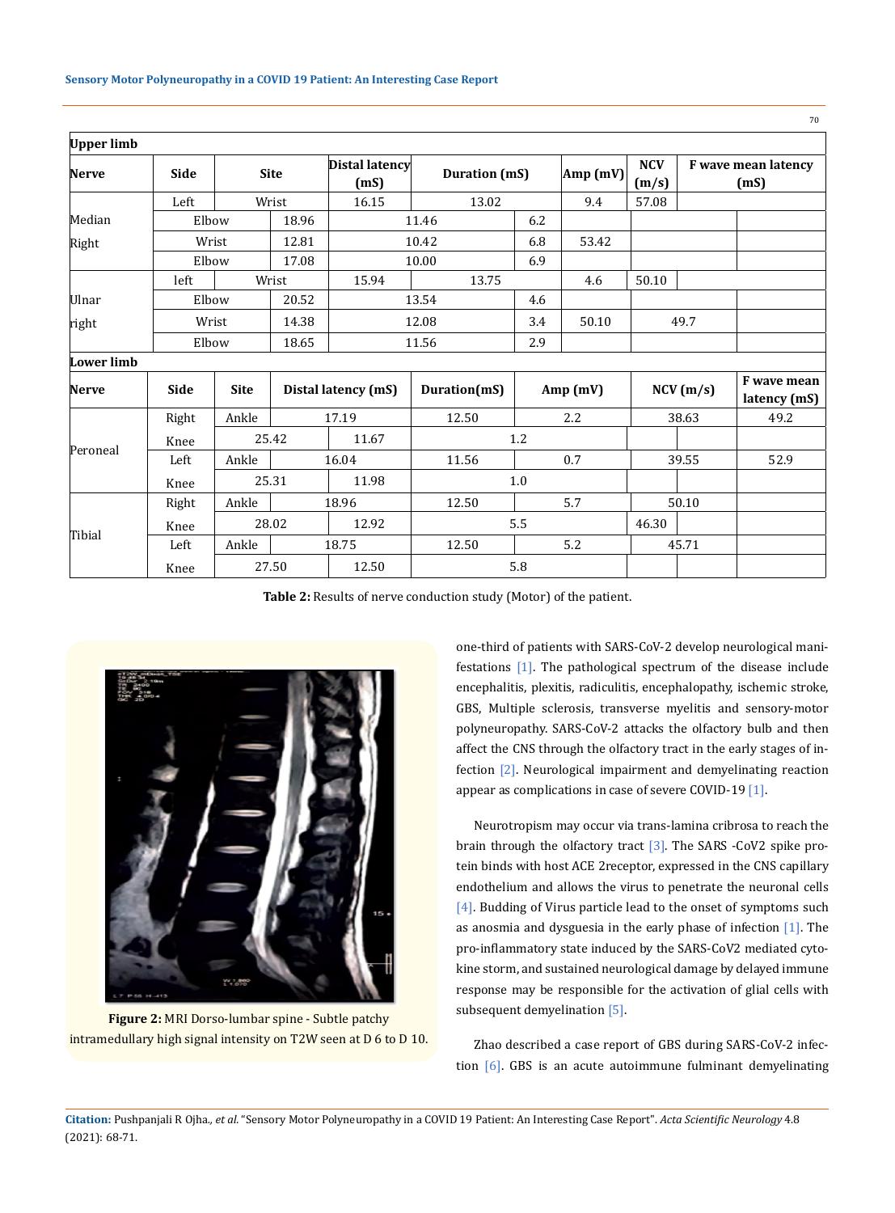| Upper limb | | | | | | | |
|---|---|---|---|---|---|---|---|
| **Nerve** | **Side** | **Site** | **Distal latency (mS)** | **Duration (mS)** | **Amp (mV)** | **NCV (m/s)** | **F wave mean latency (mS)** |
| Median | Left | Wrist | 16.15 | 13.02 | 9.4 | 57.08 | |
| | | Elbow | 18.96 | 11.46 | 6.2 | | |
| | Right | Wrist | 12.81 | 10.42 | 6.8 | 53.42 | |
| | | Elbow | 17.08 | 10.00 | 6.9 | | |
| Ulnar | left | Wrist | 15.94 | 13.75 | 4.6 | 50.10 | |
| | | Elbow | 20.52 | 13.54 | 4.6 | | |
| | right | Wrist | 14.38 | 12.08 | 3.4 | 50.10 | 49.7 |
| | | Elbow | 18.65 | 11.56 | 2.9 | | |

| Lower limb | | | | | | | |
|---|---|---|---|---|---|---|---|
| **Nerve** | **Side** | **Site** | **Distal latency (mS)** | **Duration(mS)** | **Amp (mV)** | **NCV (m/s)** | **F wave mean latency (mS)** |
| Peroneal | Right | Ankle | 17.19 | 12.50 | 2.2 | 38.63 | 49.2 |
| | | Knee | 25.42 | 11.67 | 1.2 | | |
| | Left | Ankle | 16.04 | 11.56 | 0.7 | 39.55 | 52.9 |
| | | Knee | 25.31 | 11.98 | 1.0 | | |
| Tibial | Right | Ankle | 18.96 | 12.50 | 5.7 | 50.10 | |
| | | Knee | 28.02 | 12.92 | 5.5 | 46.30 | |
| | Left | Ankle | 18.75 | 12.50 | 5.2 | 45.71 | |
| | | Knee | 27.50 | 12.50 | 5.8 | | |

**Table 2:** Results of nerve conduction study (Motor) of the patient.

**Figure 2:** MRI Dorso-lumbar spine - Subtle patchy intramedullary high signal intensity on T2W seen at D 6 to D 10.

one-third of patients with SARS-CoV-2 develop neurological manifestations [1]. The pathological spectrum of the disease include encephalitis, plexitis, radiculitis, encephalopathy, ischemic stroke, GBS, Multiple sclerosis, transverse myelitis and sensory-motor polyneuropathy. SARS-CoV-2 attacks the olfactory bulb and then affect the CNS through the olfactory tract in the early stages of infection [2]. Neurological impairment and demyelinating reaction appear as complications in case of severe COVID-19 [1].

Neurotropism may occur via trans-lamina cribrosa to reach the brain through the olfactory tract [3]. The SARS -CoV2 spike protein binds with host ACE 2receptor, expressed in the CNS capillary endothelium and allows the virus to penetrate the neuronal cells [4]. Budding of Virus particle lead to the onset of symptoms such as anosmia and dysguesia in the early phase of infection [1]. The pro-inflammatory state induced by the SARS-CoV2 mediated cytokine storm, and sustained neurological damage by delayed immune response may be responsible for the activation of glial cells with subsequent demyelination [5].

Zhao described a case report of GBS during SARS-CoV-2 infection [6]. GBS is an acute autoimmune fulminant demyelinating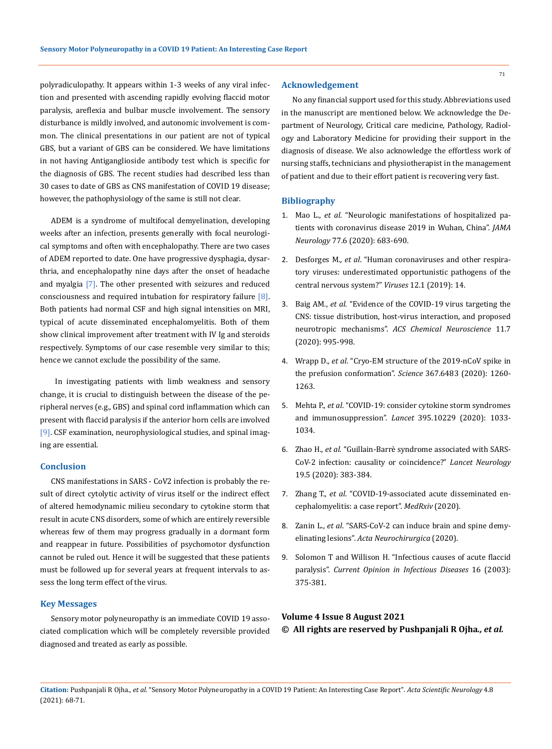polyradiculopathy. It appears within 1-3 weeks of any viral infection and presented with ascending rapidly evolving flaccid motor paralysis, areflexia and bulbar muscle involvement. The sensory disturbance is mildly involved, and autonomic involvement is common. The clinical presentations in our patient are not of typical GBS, but a variant of GBS can be considered. We have limitations in not having Antiganglioside antibody test which is specific for the diagnosis of GBS. The recent studies had described less than 30 cases to date of GBS as CNS manifestation of COVID 19 disease; however, the pathophysiology of the same is still not clear.

ADEM is a syndrome of multifocal demyelination, developing weeks after an infection, presents generally with focal neurological symptoms and often with encephalopathy. There are two cases of ADEM reported to date. One have progressive dysphagia, dysarthria, and encephalopathy nine days after the onset of headache and myalgia [7]. The other presented with seizures and reduced consciousness and required intubation for respiratory failure [8]. Both patients had normal CSF and high signal intensities on MRI, typical of acute disseminated encephalomyelitis. Both of them show clinical improvement after treatment with IV Ig and steroids respectively. Symptoms of our case resemble very similar to this; hence we cannot exclude the possibility of the same.

In investigating patients with limb weakness and sensory change, it is crucial to distinguish between the disease of the peripheral nerves (e.g., GBS) and spinal cord inflammation which can present with flaccid paralysis if the anterior horn cells are involved [9]. CSF examination, neurophysiological studies, and spinal imaging are essential.

## Conclusion

CNS manifestations in SARS - CoV2 infection is probably the result of direct cytolytic activity of virus itself or the indirect effect of altered hemodynamic milieu secondary to cytokine storm that result in acute CNS disorders, some of which are entirely reversible whereas few of them may progress gradually in a dormant form and reappear in future. Possibilities of psychomotor dysfunction cannot be ruled out. Hence it will be suggested that these patients must be followed up for several years at frequent intervals to assess the long term effect of the virus.

## Key Messages

Sensory motor polyneuropathy is an immediate COVID 19 associated complication which will be completely reversible provided diagnosed and treated as early as possible.

## Acknowledgement

No any financial support used for this study. Abbreviations used in the manuscript are mentioned below. We acknowledge the Department of Neurology, Critical care medicine, Pathology, Radiology and Laboratory Medicine for providing their support in the diagnosis of disease. We also acknowledge the effortless work of nursing staffs, technicians and physiotherapist in the management of patient and due to their effort patient is recovering very fast.

## Bibliography

1. Mao L., *et al*. "Neurologic manifestations of hospitalized patients with coronavirus disease 2019 in Wuhan, China". *JAMA Neurology* 77.6 (2020): 683-690.
2. Desforges M., *et al*. "Human coronaviruses and other respiratory viruses: underestimated opportunistic pathogens of the central nervous system?" *Viruses* 12.1 (2019): 14.
3. Baig AM., *et al*. "Evidence of the COVID-19 virus targeting the CNS: tissue distribution, host-virus interaction, and proposed neurotropic mechanisms". *ACS Chemical Neuroscience* 11.7 (2020): 995-998.
4. Wrapp D., *et al*. "Cryo-EM structure of the 2019-nCoV spike in the prefusion conformation". *Science* 367.6483 (2020): 1260-1263.
5. Mehta P., *et al*. "COVID-19: consider cytokine storm syndromes and immunosuppression". *Lancet* 395.10229 (2020): 1033-1034.
6. Zhao H., *et al*. "Guillain-Barrè syndrome associated with SARS-CoV-2 infection: causality or coincidence?" *Lancet Neurology* 19.5 (2020): 383-384.
7. Zhang T., *et al*. "COVID-19-associated acute disseminated encephalomyelitis: a case report". *MedRxiv* (2020).
8. Zanin L., *et al*. "SARS-CoV-2 can induce brain and spine demyelinating lesions". *Acta Neurochirurgica* (2020).
9. Solomon T and Willison H. "Infectious causes of acute flaccid paralysis". *Current Opinion in Infectious Diseases* 16 (2003): 375-381.

**Volume 4 Issue 8 August 2021**
**© All rights are reserved by Pushpanjali R Ojha.,** ***et al.***